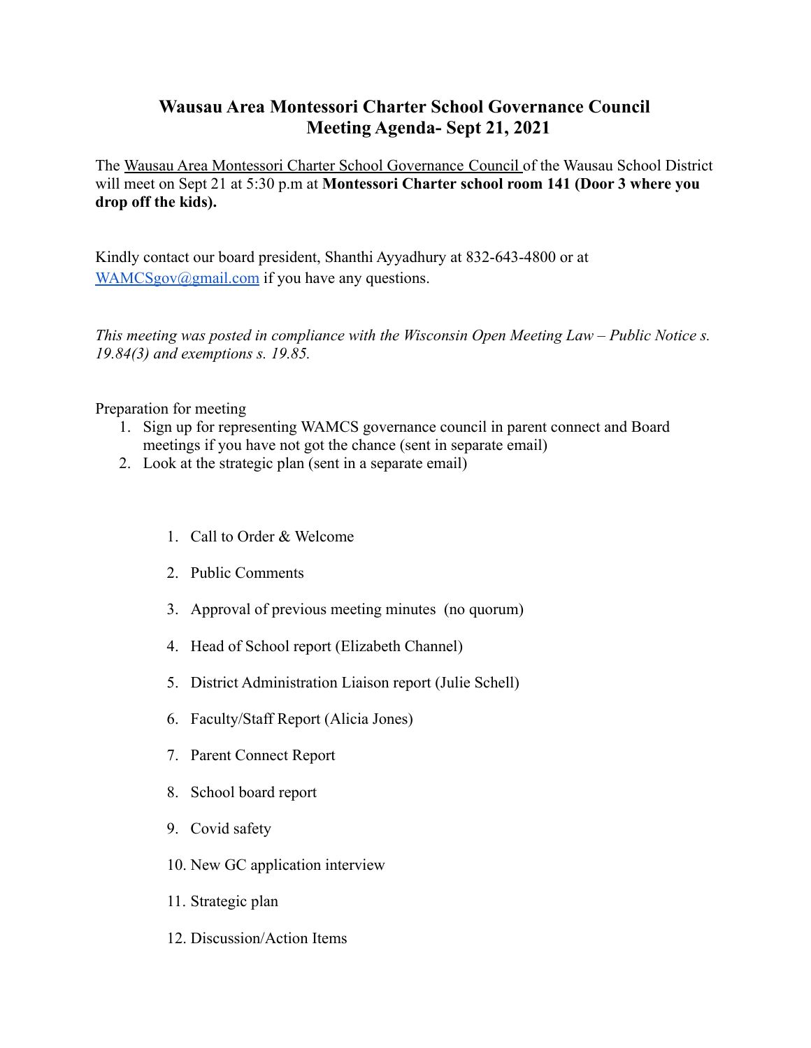# Wausau Area Montessori Charter School Governance Council
# Meeting Agenda- Sept 21, 2021

The Wausau Area Montessori Charter School Governance Council of the Wausau School District will meet on Sept 21 at 5:30 p.m at **Montessori Charter school room 141 (Door 3 where you drop off the kids).**

Kindly contact our board president, Shanthi Ayyadhury at 832-643-4800 or at WAMCSgov@gmail.com if you have any questions.

*This meeting was posted in compliance with the Wisconsin Open Meeting Law – Public Notice s. 19.84(3) and exemptions s. 19.85.*

Preparation for meeting

1. Sign up for representing WAMCS governance council in parent connect and Board meetings if you have not got the chance (sent in separate email)
2. Look at the strategic plan (sent in a separate email)

1. Call to Order & Welcome
2. Public Comments
3. Approval of previous meeting minutes (no quorum)
4. Head of School report (Elizabeth Channel)
5. District Administration Liaison report (Julie Schell)
6. Faculty/Staff Report (Alicia Jones)
7. Parent Connect Report
8. School board report
9. Covid safety
10. New GC application interview
11. Strategic plan
12. Discussion/Action Items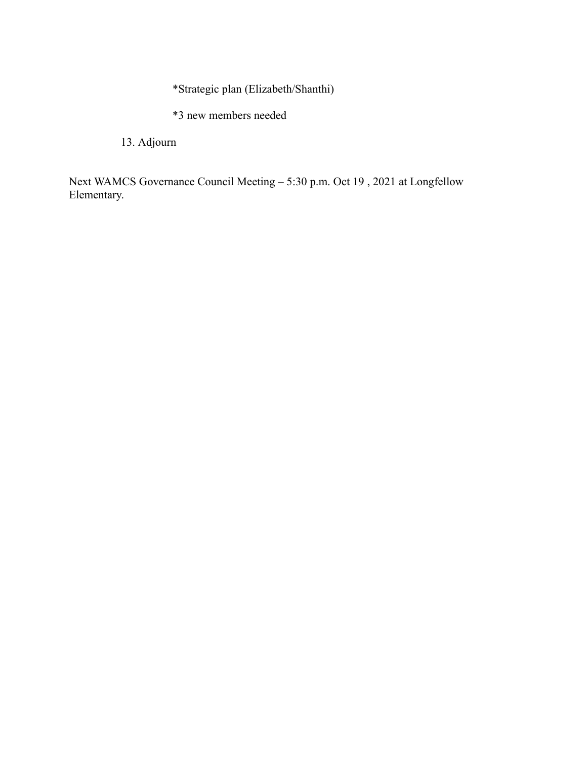*Strategic plan (Elizabeth/Shanthi)

*3 new members needed

13. Adjourn

Next WAMCS Governance Council Meeting – 5:30 p.m. Oct 19 , 2021 at Longfellow Elementary.